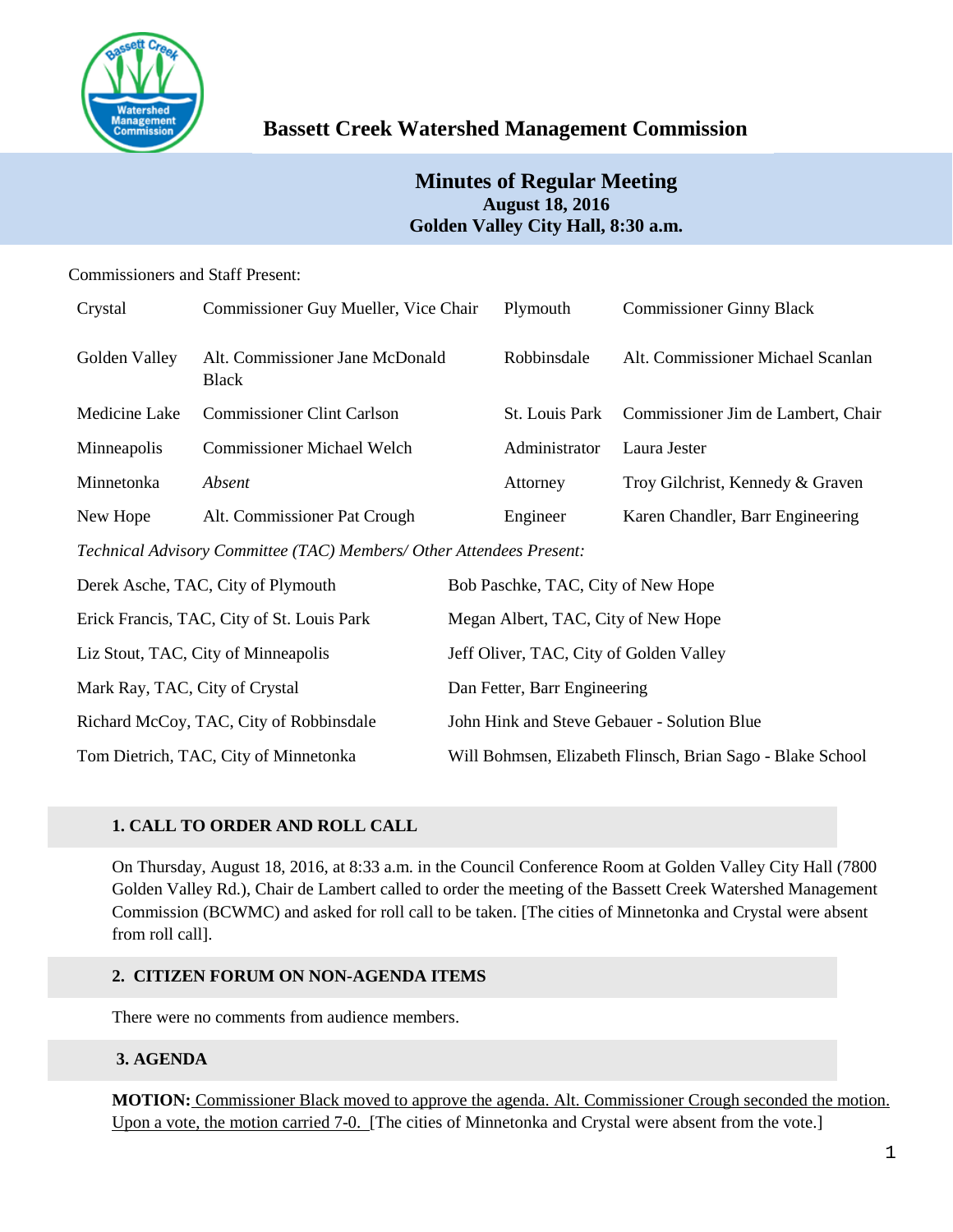# Bassett Creek Watershed Management Commission

## Minutes of Regular Meeting
**August 18, 2016**
**Golden Valley City Hall, 8:30 a.m.**

Commissioners and Staff Present:

| | | | |
|---|---|---|---|
| Crystal | Commissioner Guy Mueller, Vice Chair | Plymouth | Commissioner Ginny Black |
| Golden Valley | Alt. Commissioner Jane McDonald Black | Robbinsdale | Alt. Commissioner Michael Scanlan |
| Medicine Lake | Commissioner Clint Carlson | St. Louis Park | Commissioner Jim de Lambert, Chair |
| Minneapolis | Commissioner Michael Welch | Administrator | Laura Jester |
| Minnetonka | *Absent* | Attorney | Troy Gilchrist, Kennedy & Graven |
| New Hope | Alt. Commissioner Pat Crough | Engineer | Karen Chandler, Barr Engineering |

*Technical Advisory Committee (TAC) Members/ Other Attendees Present:*

| | |
|---|---|
| Derek Asche, TAC, City of Plymouth | Bob Paschke, TAC, City of New Hope |
| Erick Francis, TAC, City of St. Louis Park | Megan Albert, TAC, City of New Hope |
| Liz Stout, TAC, City of Minneapolis | Jeff Oliver, TAC, City of Golden Valley |
| Mark Ray, TAC, City of Crystal | Dan Fetter, Barr Engineering |
| Richard McCoy, TAC, City of Robbinsdale | John Hink and Steve Gebauer - Solution Blue |
| Tom Dietrich, TAC, City of Minnetonka | Will Bohmsen, Elizabeth Flinsch, Brian Sago - Blake School |

### 1. CALL TO ORDER AND ROLL CALL

On Thursday, August 18, 2016, at 8:33 a.m. in the Council Conference Room at Golden Valley City Hall (7800 Golden Valley Rd.), Chair de Lambert called to order the meeting of the Bassett Creek Watershed Management Commission (BCWMC) and asked for roll call to be taken. [The cities of Minnetonka and Crystal were absent from roll call].

### 2. CITIZEN FORUM ON NON-AGENDA ITEMS

There were no comments from audience members.

### 3. AGENDA

**MOTION:** Commissioner Black moved to approve the agenda. Alt. Commissioner Crough seconded the motion. Upon a vote, the motion carried 7-0. [The cities of Minnetonka and Crystal were absent from the vote.]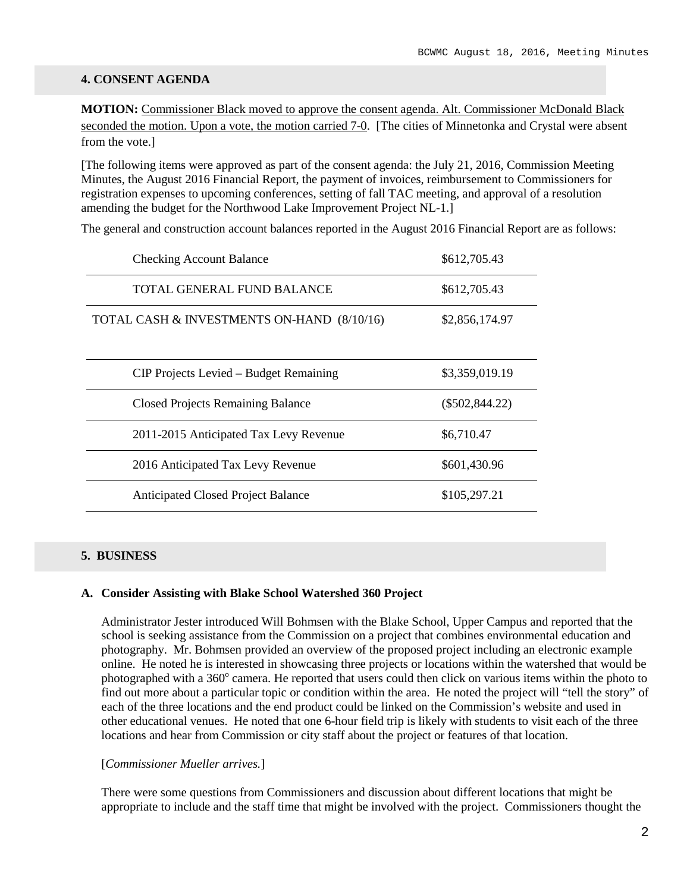## 4. CONSENT AGENDA

**MOTION:** Commissioner Black moved to approve the consent agenda. Alt. Commissioner McDonald Black seconded the motion. Upon a vote, the motion carried 7-0. [The cities of Minnetonka and Crystal were absent from the vote.]

[The following items were approved as part of the consent agenda: the July 21, 2016, Commission Meeting Minutes, the August 2016 Financial Report, the payment of invoices, reimbursement to Commissioners for registration expenses to upcoming conferences, setting of fall TAC meeting, and approval of a resolution amending the budget for the Northwood Lake Improvement Project NL-1.]

The general and construction account balances reported in the August 2016 Financial Report are as follows:

| | |
|---|---|
| Checking Account Balance | $612,705.43 |
| TOTAL GENERAL FUND BALANCE | $612,705.43 |
| TOTAL CASH & INVESTMENTS ON-HAND (8/10/16) | $2,856,174.97 |
| | |
| CIP Projects Levied – Budget Remaining | $3,359,019.19 |
| Closed Projects Remaining Balance | ($502,844.22) |
| 2011-2015 Anticipated Tax Levy Revenue | $6,710.47 |
| 2016 Anticipated Tax Levy Revenue | $601,430.96 |
| Anticipated Closed Project Balance | $105,297.21 |

## 5. BUSINESS

### A. Consider Assisting with Blake School Watershed 360 Project

Administrator Jester introduced Will Bohmsen with the Blake School, Upper Campus and reported that the school is seeking assistance from the Commission on a project that combines environmental education and photography. Mr. Bohmsen provided an overview of the proposed project including an electronic example online. He noted he is interested in showcasing three projects or locations within the watershed that would be photographed with a 360º camera. He reported that users could then click on various items within the photo to find out more about a particular topic or condition within the area. He noted the project will "tell the story" of each of the three locations and the end product could be linked on the Commission's website and used in other educational venues. He noted that one 6-hour field trip is likely with students to visit each of the three locations and hear from Commission or city staff about the project or features of that location.

[*Commissioner Mueller arrives.*]

There were some questions from Commissioners and discussion about different locations that might be appropriate to include and the staff time that might be involved with the project. Commissioners thought the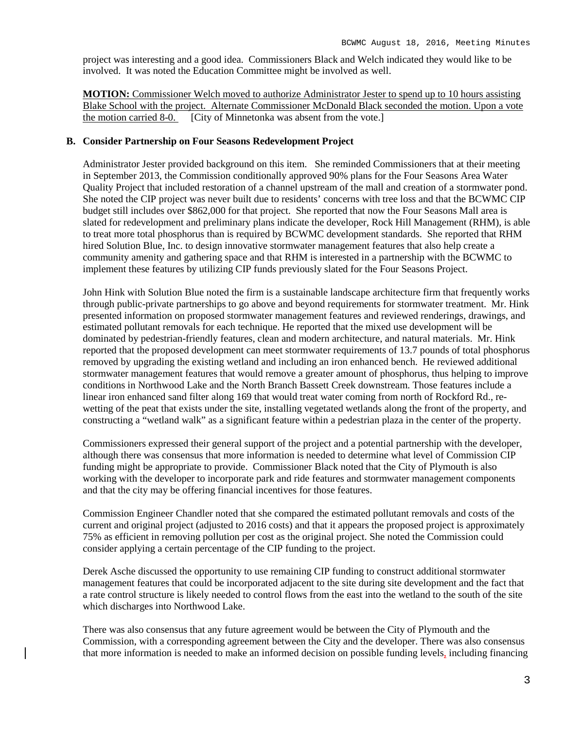project was interesting and a good idea. Commissioners Black and Welch indicated they would like to be involved. It was noted the Education Committee might be involved as well.

**MOTION:** Commissioner Welch moved to authorize Administrator Jester to spend up to 10 hours assisting Blake School with the project. Alternate Commissioner McDonald Black seconded the motion. Upon a vote the motion carried 8-0. [City of Minnetonka was absent from the vote.]

**B. Consider Partnership on Four Seasons Redevelopment Project**

Administrator Jester provided background on this item. She reminded Commissioners that at their meeting in September 2013, the Commission conditionally approved 90% plans for the Four Seasons Area Water Quality Project that included restoration of a channel upstream of the mall and creation of a stormwater pond. She noted the CIP project was never built due to residents' concerns with tree loss and that the BCWMC CIP budget still includes over $862,000 for that project. She reported that now the Four Seasons Mall area is slated for redevelopment and preliminary plans indicate the developer, Rock Hill Management (RHM), is able to treat more total phosphorus than is required by BCWMC development standards. She reported that RHM hired Solution Blue, Inc. to design innovative stormwater management features that also help create a community amenity and gathering space and that RHM is interested in a partnership with the BCWMC to implement these features by utilizing CIP funds previously slated for the Four Seasons Project.

John Hink with Solution Blue noted the firm is a sustainable landscape architecture firm that frequently works through public-private partnerships to go above and beyond requirements for stormwater treatment. Mr. Hink presented information on proposed stormwater management features and reviewed renderings, drawings, and estimated pollutant removals for each technique. He reported that the mixed use development will be dominated by pedestrian-friendly features, clean and modern architecture, and natural materials. Mr. Hink reported that the proposed development can meet stormwater requirements of 13.7 pounds of total phosphorus removed by upgrading the existing wetland and including an iron enhanced bench. He reviewed additional stormwater management features that would remove a greater amount of phosphorus, thus helping to improve conditions in Northwood Lake and the North Branch Bassett Creek downstream. Those features include a linear iron enhanced sand filter along 169 that would treat water coming from north of Rockford Rd., re-wetting of the peat that exists under the site, installing vegetated wetlands along the front of the property, and constructing a "wetland walk" as a significant feature within a pedestrian plaza in the center of the property.

Commissioners expressed their general support of the project and a potential partnership with the developer, although there was consensus that more information is needed to determine what level of Commission CIP funding might be appropriate to provide. Commissioner Black noted that the City of Plymouth is also working with the developer to incorporate park and ride features and stormwater management components and that the city may be offering financial incentives for those features.

Commission Engineer Chandler noted that she compared the estimated pollutant removals and costs of the current and original project (adjusted to 2016 costs) and that it appears the proposed project is approximately 75% as efficient in removing pollution per cost as the original project. She noted the Commission could consider applying a certain percentage of the CIP funding to the project.

Derek Asche discussed the opportunity to use remaining CIP funding to construct additional stormwater management features that could be incorporated adjacent to the site during site development and the fact that a rate control structure is likely needed to control flows from the east into the wetland to the south of the site which discharges into Northwood Lake.

There was also consensus that any future agreement would be between the City of Plymouth and the Commission, with a corresponding agreement between the City and the developer. There was also consensus that more information is needed to make an informed decision on possible funding levels, including financing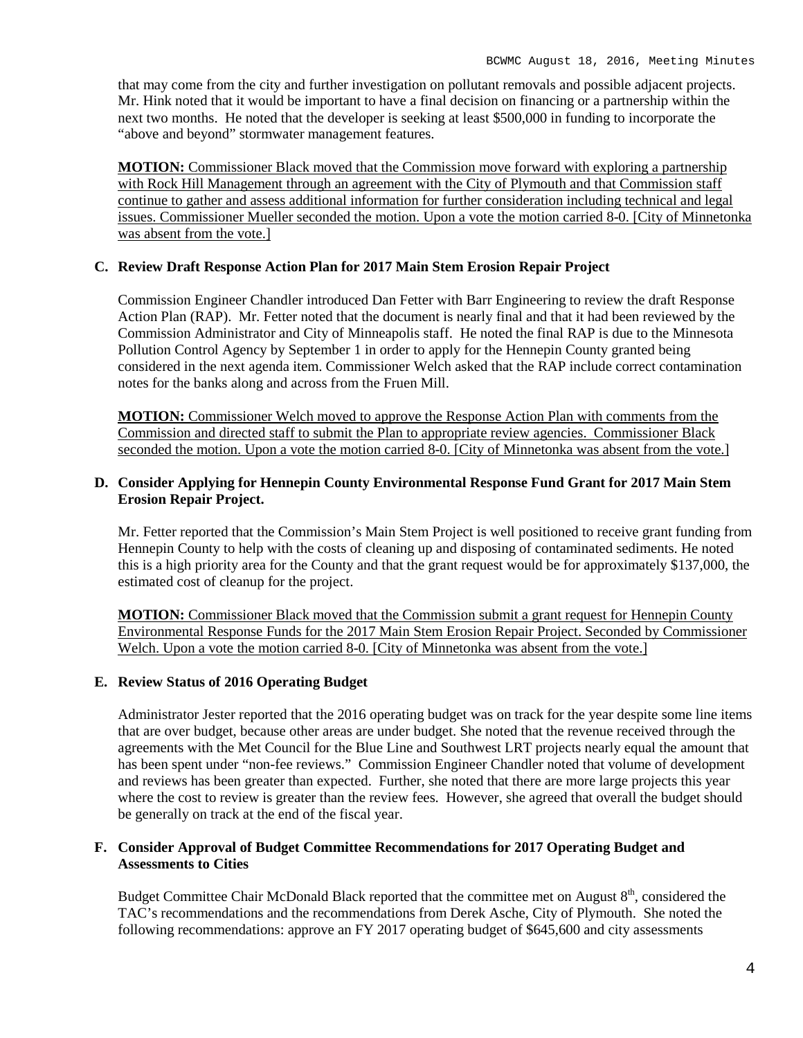that may come from the city and further investigation on pollutant removals and possible adjacent projects. Mr. Hink noted that it would be important to have a final decision on financing or a partnership within the next two months. He noted that the developer is seeking at least $500,000 in funding to incorporate the "above and beyond" stormwater management features.

<u>**MOTION:** Commissioner Black moved that the Commission move forward with exploring a partnership with Rock Hill Management through an agreement with the City of Plymouth and that Commission staff continue to gather and assess additional information for further consideration including technical and legal issues. Commissioner Mueller seconded the motion. Upon a vote the motion carried 8-0. [City of Minnetonka was absent from the vote.]</u>

### C. Review Draft Response Action Plan for 2017 Main Stem Erosion Repair Project

Commission Engineer Chandler introduced Dan Fetter with Barr Engineering to review the draft Response Action Plan (RAP). Mr. Fetter noted that the document is nearly final and that it had been reviewed by the Commission Administrator and City of Minneapolis staff. He noted the final RAP is due to the Minnesota Pollution Control Agency by September 1 in order to apply for the Hennepin County granted being considered in the next agenda item. Commissioner Welch asked that the RAP include correct contamination notes for the banks along and across from the Fruen Mill.

<u>**MOTION:** Commissioner Welch moved to approve the Response Action Plan with comments from the Commission and directed staff to submit the Plan to appropriate review agencies. Commissioner Black seconded the motion. Upon a vote the motion carried 8-0. [City of Minnetonka was absent from the vote.]</u>

### D. Consider Applying for Hennepin County Environmental Response Fund Grant for 2017 Main Stem Erosion Repair Project.

Mr. Fetter reported that the Commission's Main Stem Project is well positioned to receive grant funding from Hennepin County to help with the costs of cleaning up and disposing of contaminated sediments. He noted this is a high priority area for the County and that the grant request would be for approximately $137,000, the estimated cost of cleanup for the project.

<u>**MOTION:** Commissioner Black moved that the Commission submit a grant request for Hennepin County Environmental Response Funds for the 2017 Main Stem Erosion Repair Project. Seconded by Commissioner Welch. Upon a vote the motion carried 8-0. [City of Minnetonka was absent from the vote.]</u>

### E. Review Status of 2016 Operating Budget

Administrator Jester reported that the 2016 operating budget was on track for the year despite some line items that are over budget, because other areas are under budget. She noted that the revenue received through the agreements with the Met Council for the Blue Line and Southwest LRT projects nearly equal the amount that has been spent under "non-fee reviews." Commission Engineer Chandler noted that volume of development and reviews has been greater than expected. Further, she noted that there are more large projects this year where the cost to review is greater than the review fees. However, she agreed that overall the budget should be generally on track at the end of the fiscal year.

### F. Consider Approval of Budget Committee Recommendations for 2017 Operating Budget and Assessments to Cities

Budget Committee Chair McDonald Black reported that the committee met on August 8th, considered the TAC's recommendations and the recommendations from Derek Asche, City of Plymouth. She noted the following recommendations: approve an FY 2017 operating budget of $645,600 and city assessments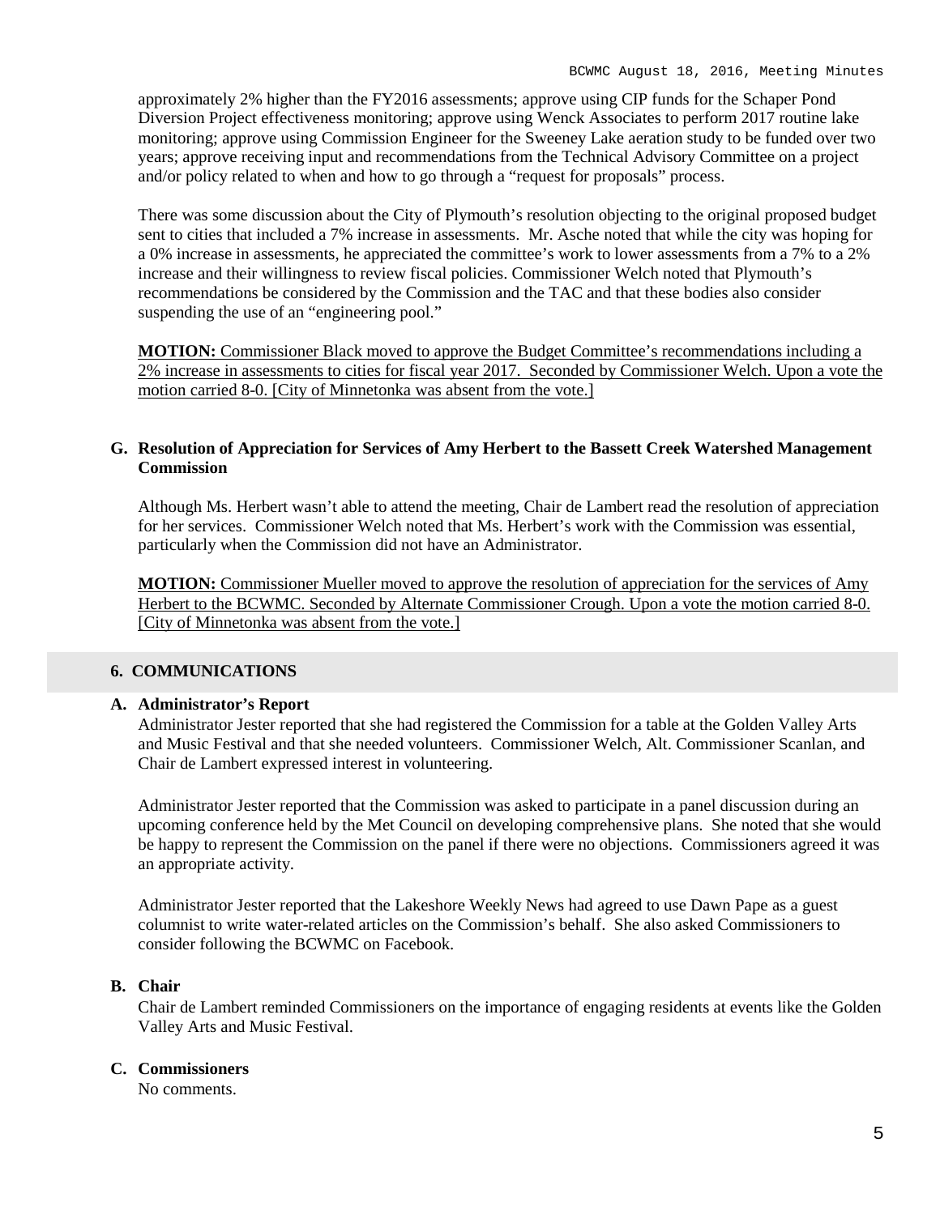approximately 2% higher than the FY2016 assessments; approve using CIP funds for the Schaper Pond Diversion Project effectiveness monitoring; approve using Wenck Associates to perform 2017 routine lake monitoring; approve using Commission Engineer for the Sweeney Lake aeration study to be funded over two years; approve receiving input and recommendations from the Technical Advisory Committee on a project and/or policy related to when and how to go through a "request for proposals" process.

There was some discussion about the City of Plymouth's resolution objecting to the original proposed budget sent to cities that included a 7% increase in assessments. Mr. Asche noted that while the city was hoping for a 0% increase in assessments, he appreciated the committee's work to lower assessments from a 7% to a 2% increase and their willingness to review fiscal policies. Commissioner Welch noted that Plymouth's recommendations be considered by the Commission and the TAC and that these bodies also consider suspending the use of an "engineering pool."

**MOTION:** Commissioner Black moved to approve the Budget Committee's recommendations including a 2% increase in assessments to cities for fiscal year 2017. Seconded by Commissioner Welch. Upon a vote the motion carried 8-0. [City of Minnetonka was absent from the vote.]

### G. Resolution of Appreciation for Services of Amy Herbert to the Bassett Creek Watershed Management Commission

Although Ms. Herbert wasn't able to attend the meeting, Chair de Lambert read the resolution of appreciation for her services. Commissioner Welch noted that Ms. Herbert's work with the Commission was essential, particularly when the Commission did not have an Administrator.

**MOTION:** Commissioner Mueller moved to approve the resolution of appreciation for the services of Amy Herbert to the BCWMC. Seconded by Alternate Commissioner Crough. Upon a vote the motion carried 8-0. [City of Minnetonka was absent from the vote.]

## 6. COMMUNICATIONS

### A. Administrator's Report

Administrator Jester reported that she had registered the Commission for a table at the Golden Valley Arts and Music Festival and that she needed volunteers. Commissioner Welch, Alt. Commissioner Scanlan, and Chair de Lambert expressed interest in volunteering.

Administrator Jester reported that the Commission was asked to participate in a panel discussion during an upcoming conference held by the Met Council on developing comprehensive plans. She noted that she would be happy to represent the Commission on the panel if there were no objections. Commissioners agreed it was an appropriate activity.

Administrator Jester reported that the Lakeshore Weekly News had agreed to use Dawn Pape as a guest columnist to write water-related articles on the Commission's behalf. She also asked Commissioners to consider following the BCWMC on Facebook.

### B. Chair

Chair de Lambert reminded Commissioners on the importance of engaging residents at events like the Golden Valley Arts and Music Festival.

### C. Commissioners

No comments.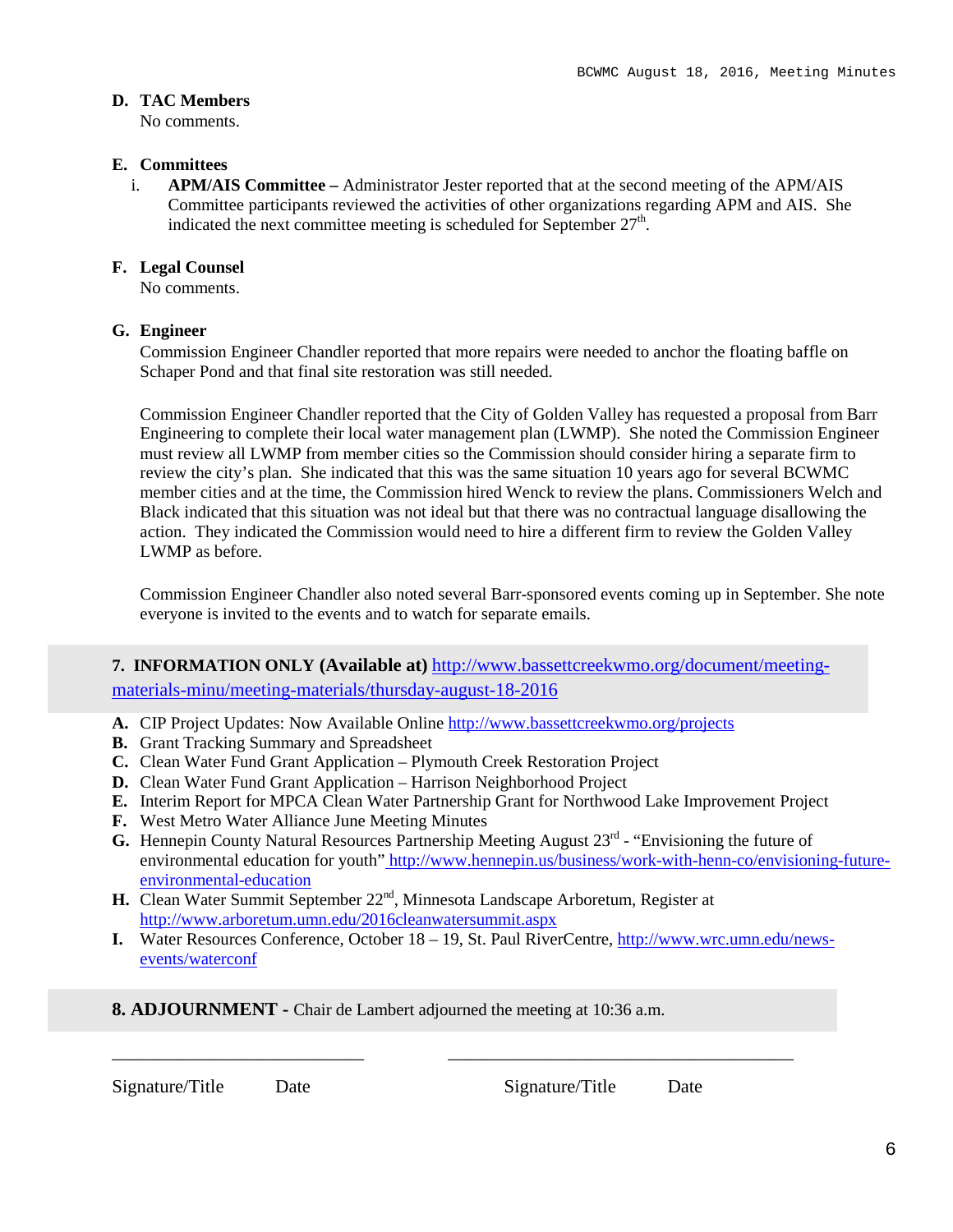**D. TAC Members**

No comments.

**E. Committees**

i. **APM/AIS Committee –** Administrator Jester reported that at the second meeting of the APM/AIS Committee participants reviewed the activities of other organizations regarding APM and AIS. She indicated the next committee meeting is scheduled for September 27th.

**F. Legal Counsel**

No comments.

**G. Engineer**

Commission Engineer Chandler reported that more repairs were needed to anchor the floating baffle on Schaper Pond and that final site restoration was still needed.

Commission Engineer Chandler reported that the City of Golden Valley has requested a proposal from Barr Engineering to complete their local water management plan (LWMP). She noted the Commission Engineer must review all LWMP from member cities so the Commission should consider hiring a separate firm to review the city's plan. She indicated that this was the same situation 10 years ago for several BCWMC member cities and at the time, the Commission hired Wenck to review the plans. Commissioners Welch and Black indicated that this situation was not ideal but that there was no contractual language disallowing the action. They indicated the Commission would need to hire a different firm to review the Golden Valley LWMP as before.

Commission Engineer Chandler also noted several Barr-sponsored events coming up in September. She note everyone is invited to the events and to watch for separate emails.

**7. INFORMATION ONLY (Available at)** http://www.bassettcreekwmo.org/document/meeting-materials-minu/meeting-materials/thursday-august-18-2016

**A.** CIP Project Updates: Now Available Online http://www.bassettcreekwmo.org/projects
**B.** Grant Tracking Summary and Spreadsheet
**C.** Clean Water Fund Grant Application – Plymouth Creek Restoration Project
**D.** Clean Water Fund Grant Application – Harrison Neighborhood Project
**E.** Interim Report for MPCA Clean Water Partnership Grant for Northwood Lake Improvement Project
**F.** West Metro Water Alliance June Meeting Minutes
**G.** Hennepin County Natural Resources Partnership Meeting August 23rd - "Envisioning the future of environmental education for youth" http://www.hennepin.us/business/work-with-henn-co/envisioning-future-environmental-education
**H.** Clean Water Summit September 22nd, Minnesota Landscape Arboretum, Register at http://www.arboretum.umn.edu/2016cleanwatersummit.aspx
**I.** Water Resources Conference, October 18 – 19, St. Paul RiverCentre, http://www.wrc.umn.edu/news-events/waterconf

**8. ADJOURNMENT -** Chair de Lambert adjourned the meeting at 10:36 a.m.

\_\_\_\_\_\_\_\_\_\_\_\_\_\_\_\_\_\_\_\_\_\_\_\_\_\_\_\_ \_\_\_\_\_\_\_\_\_\_\_\_\_\_\_\_\_\_\_\_\_\_\_\_\_\_\_\_\_\_\_\_\_\_\_\_\_\_

Signature/Title Date Signature/Title Date